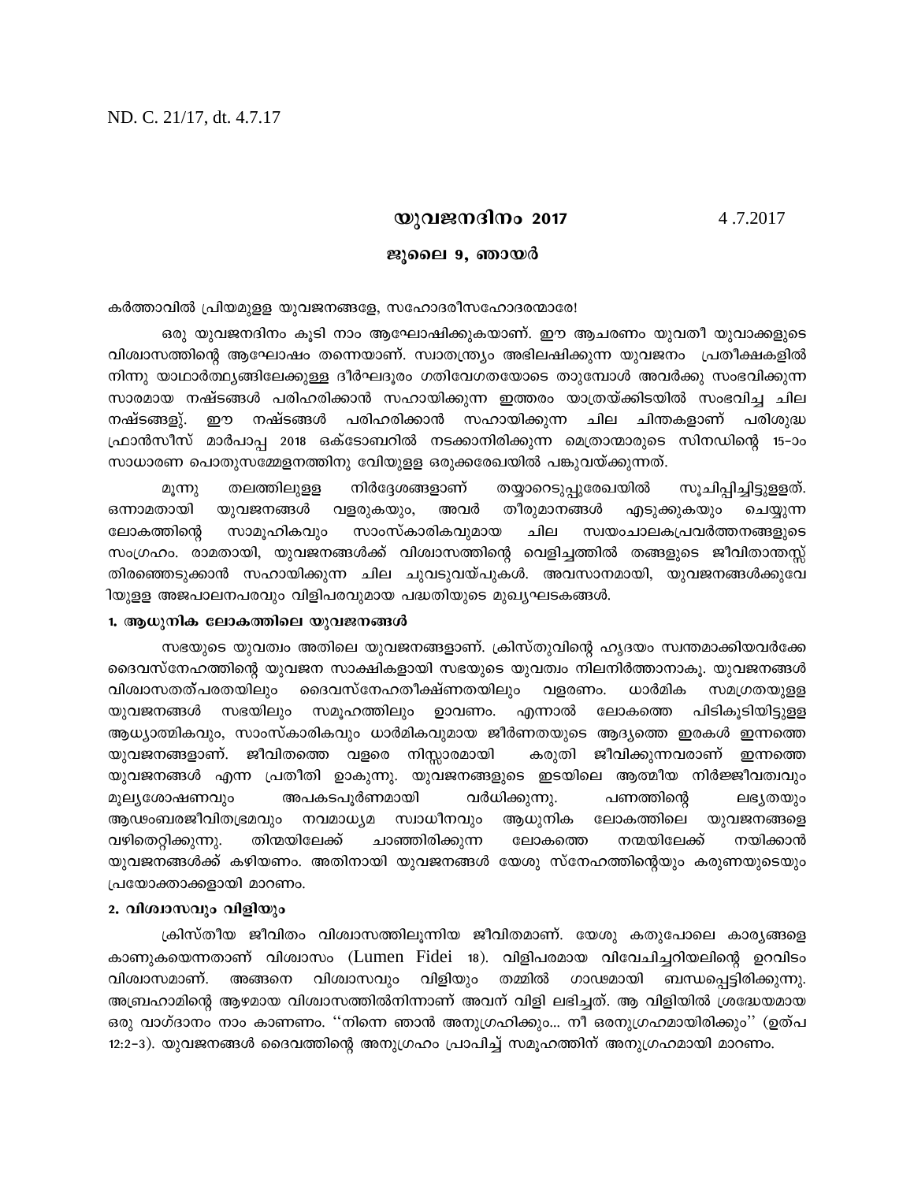ND. C. 21/17, dt. 4.7.17

## യുവജനദിനം 2017

4 .7.2017

### ജൂലൈ 9, ഞായർ

കർത്താവിൽ പ്രിയമുള്ള യുവജനങ്ങളേ, സഹോദരീസഹോദരന്മാരേ!

ഒരു യുവജനദിനം കൂടി നാം ആഘോഷിക്കുകയാണ്. ഈ ആചരണം യുവതീ യുവാക്കളുടെ വിശ്വാസത്തിന്റെ ആഘോഷം തന്നെയാണ്. സ്വാതന്ത്ര്യം അഭിലഷിക്കുന്ന യുവജനം പ്രതീക്ഷകളിൽ നിന്നു യാഥാർത്ഥ്യങ്ങളിലേക്കുള്ള ദീർഘദൂരം ഗതിവേഗതയോടെ താണ്ടുമ്പോൾ അവർക്കു സംഭവിക്കുന്ന സാരമായ നഷ്ടങ്ങൾ പരിഹരിക്കാൻ സഹായിക്കുന്ന ഇത്തരം യാത്രയ്ക്കിടയിൽ സംഭവിച്ച ചില നഷ്ടങ്ങളു്. ഈ നഷ്ടങ്ങൾ പരിഹരിക്കാൻ സഹായിക്കുന്ന ചില ചിന്തകളാണ് പരിശുദ്ധ ഫ്രാൻസീസ് മാർപാപ്പ 2018 ഒക്ടോബറിൽ നടക്കാനിരിക്കുന്ന മെത്രാന്മാരുടെ സിനഡിന്റെ 15-ാം സാധാരണ പൊതുസമ്മേളനത്തിനു വേിയുള്ള ഒരുക്കരേഖയിൽ പങ്കുവയ്ക്കുന്നത്.

മൂന്നു തലത്തിലുള്ള നിർദ്ദേശങ്ങളാണ് തയ്യാറെടുപ്പുരേഖയിൽ സൂചിപ്പിച്ചിട്ടുള്ളത്. ഒന്നാമതായി യുവജനങ്ങൾ വളരുകയും, അവർ തീരുമാനങ്ങൾ എടുക്കുകയും ചെയ്യുന്ന ലോകത്തിന്റെ സാമൂഹികവും സാംസ്കാരികവുമായ ചില സ്വയംചാലകപ്രവർത്തനങ്ങളുടെ സംഗ്രഹം. രാമതായി, യുവജനങ്ങൾക്ക് വിശ്വാസത്തിന്റെ വെളിച്ചത്തിൽ തങ്ങളുടെ ജീവിതാന്തസ്സ് തിരഞ്ഞെടുക്കാൻ സഹായിക്കുന്ന ചില ചുവടുവയ്പുകൾ. അവസാനമായി, യുവജനങ്ങൾക്കുവേിയുള്ള അജപാലനപരവും വിളിപരവുമായ പദ്ധതിയുടെ മുഖ്യഘടകങ്ങൾ.

**1. ആധുനിക ലോകത്തിലെ യുവജനങ്ങൾ**

സഭയുടെ യുവത്വം അതിലെ യുവജനങ്ങളാണ്. ക്രിസ്തുവിന്റെ ഹൃദയം സ്വന്തമാക്കിയവർക്കേ ദൈവസ്നേഹത്തിന്റെ യുവജന സാക്ഷികളായി സഭയുടെ യുവത്വം നിലനിർത്താനാകൂ. യുവജനങ്ങൾ വിശ്വാസതത്പരതയിലും ദൈവസ്നേഹതീക്ഷ്ണതയിലും വളരണം. ധാർമിക സമഗ്രതയുള്ള യുവജനങ്ങൾ സഭയിലും സമൂഹത്തിലും ഉാവണം. എന്നാൽ ലോകത്തെ പിടികൂടിയിട്ടുള്ള ആധ്യാത്മികവും, സാംസ്കാരികവും ധാർമികവുമായ ജീർണതയുടെ ആദ്യത്തെ ഇരകൾ ഇന്നത്തെ യുവജനങ്ങളാണ്. ജീവിതത്തെ വളരെ നിസ്സാരമായി കരുതി ജീവിക്കുന്നവരാണ് ഇന്നത്തെ യുവജനങ്ങൾ എന്ന പ്രതീതി ഉാകുന്നു. യുവജനങ്ങളുടെ ഇടയിലെ ആത്മീയ നിർജ്ജീവത്വവും മൂല്യശോഷണവും അപകടപൂർണമായി വർധിക്കുന്നു. പണത്തിന്റെ ലഭ്യതയും ആഢംബരജീവിതഭ്രമവും നവമാധ്യമ സ്വാധീനവും ആധുനിക ലോകത്തിലെ യുവജനങ്ങളെ വഴിതെറ്റിക്കുന്നു. തിന്മയിലേക്ക് ചാഞ്ഞിരിക്കുന്ന ലോകത്തെ നന്മയിലേക്ക് നയിക്കാൻ യുവജനങ്ങൾക്ക് കഴിയണം. അതിനായി യുവജനങ്ങൾ യേശു സ്നേഹത്തിന്റെയും കരുണയുടെയും പ്രയോക്താക്കളായി മാറണം.

**2. വിശ്വാസവും വിളിയും**

ക്രിസ്തീയ ജീവിതം വിശ്വാസത്തിലൂന്നിയ ജീവിതമാണ്. യേശു കതുപോലെ കാര്യങ്ങളെ കാണുകയെന്നതാണ് വിശ്വാസം (Lumen Fidei 18). വിളിപരമായ വിവേചിച്ചറിയലിന്റെ ഉറവിടം വിശ്വാസമാണ്. അങ്ങനെ വിശ്വാസവും വിളിയും തമ്മിൽ ഗാഢമായി ബന്ധപ്പെട്ടിരിക്കുന്നു. അബ്രഹാമിന്റെ ആഴമായ വിശ്വാസത്തിൽനിന്നാണ് അവന് വിളി ലഭിച്ചത്. ആ വിളിയിൽ ശ്രദ്ധേയമായ ഒരു വാഗ്ദാനം നാം കാണണം. ''നിന്നെ ഞാൻ അനുഗ്രഹിക്കും... നീ ഒരനുഗ്രഹമായിരിക്കും'' (ഉത്പ 12:2-3). യുവജനങ്ങൾ ദൈവത്തിന്റെ അനുഗ്രഹം പ്രാപിച്ച് സമൂഹത്തിന് അനുഗ്രഹമായി മാറണം.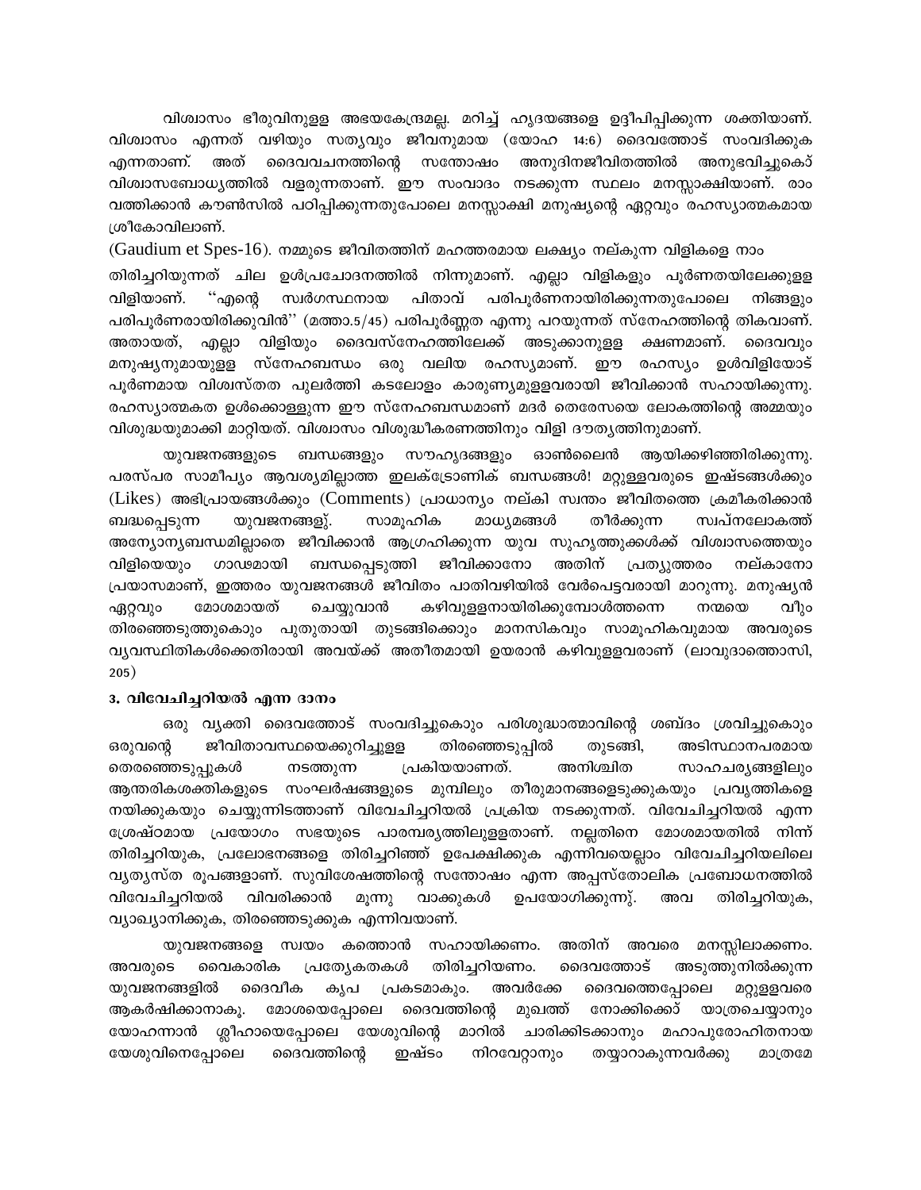വിശ്വാസം ഭീരുവിനുള്ള അഭയകേന്ദ്രമല്ല. മറിച്ച് ഹൃദയങ്ങളെ ഉദ്ദീപിപ്പിക്കുന്ന ശക്തിയാണ്. വിശ്വാസം എന്നത് വഴിയും സത്യവും ജീവനുമായ (യോഹ 14:6) ദൈവത്തോട് സംവദിക്കുക എന്നതാണ്. അത് ദൈവവചനത്തിന്റെ സന്തോഷം അനുദിനജീവിതത്തിൽ അനുഭവിച്ചുകൊ് വിശ്വാസബോധ്യത്തിൽ വളരുന്നതാണ്. ഈ സംവാദം നടക്കുന്ന സ്ഥലം മനസ്സാക്ഷിയാണ്. രാം വത്തിക്കാൻ കൗൺസിൽ പഠിപ്പിക്കുന്നതുപോലെ മനസ്സാക്ഷി മനുഷ്യന്റെ ഏറ്റവും രഹസ്യാത്മകമായ ശ്രീകോവിലാണ്.

(Gaudium et Spes-16). നമ്മുടെ ജീവിതത്തിന് മഹത്തരമായ ലക്ഷ്യം നല്കുന്ന വിളികളെ നാം തിരിച്ചറിയുന്നത് ചില ഉൾപ്രചോദനത്തിൽ നിന്നുമാണ്. എല്ലാ വിളികളും പൂർണതയിലേക്കുള്ള വിളിയാണ്. ''എന്റെ സ്വർഗസ്ഥനായ പിതാവ് പരിപൂർണനായിരിക്കുന്നതുപോലെ നിങ്ങളും പരിപൂർണരായിരിക്കുവിൻ'' (മത്താ.5/45) പരിപൂർണ്ണത എന്നു പറയുന്നത് സ്നേഹത്തിന്റെ തികവാണ്. അതായത്, എല്ലാ വിളിയും ദൈവസ്നേഹത്തിലേക്ക് അടുക്കാനുള്ള ക്ഷണമാണ്. ദൈവവും മനുഷ്യനുമായുള്ള സ്നേഹബന്ധം ഒരു വലിയ രഹസ്യമാണ്. ഈ രഹസ്യം ഉൾവിളിയോട് പൂർണമായ വിശ്വസ്തത പുലർത്തി കടലോളം കാരുണ്യമുള്ളവരായി ജീവിക്കാൻ സഹായിക്കുന്നു. രഹസ്യാത്മകത ഉൾക്കൊള്ളുന്ന ഈ സ്നേഹബന്ധമാണ് മദർ തെരേസയെ ലോകത്തിന്റെ അമ്മയും വിശുദ്ധയുമാക്കി മാറ്റിയത്. വിശ്വാസം വിശുദ്ധീകരണത്തിനും വിളി ദൗത്യത്തിനുമാണ്.

യുവജനങ്ങളുടെ ബന്ധങ്ങളും സൗഹൃദങ്ങളും ഓൺലൈൻ ആയിക്കഴിഞ്ഞിരിക്കുന്നു. പരസ്പര സാമീപ്യം ആവശ്യമില്ലാത്ത ഇലക്ട്രോണിക് ബന്ധങ്ങൾ! മറ്റുള്ളവരുടെ ഇഷ്ടങ്ങൾക്കും (Likes) അഭിപ്രായങ്ങൾക്കും (Comments) പ്രാധാന്യം നല്കി സ്വന്തം ജീവിതത്തെ ക്രമീകരിക്കാൻ ബദ്ധപ്പെടുന്ന യുവജനങ്ങളു്. സാമൂഹിക മാധ്യമങ്ങൾ തീർക്കുന്ന സ്വപ്നലോകത്ത് അന്യോന്യബന്ധമില്ലാതെ ജീവിക്കാൻ ആഗ്രഹിക്കുന്ന യുവ സുഹൃത്തുക്കൾക്ക് വിശ്വാസത്തെയും വിളിയെയും ഗാഢമായി ബന്ധപ്പെടുത്തി ജീവിക്കാനോ അതിന് പ്രത്യുത്തരം നല്കാനോ പ്രയാസമാണ്, ഇത്തരം യുവജനങ്ങൾ ജീവിതം പാതിവഴിയിൽ വേർപെട്ടവരായി മാറുന്നു. മനുഷ്യൻ ഏറ്റവും മോശമായത് ചെയ്യുവാൻ കഴിവുള്ളനായിരിക്കുമ്പോൾത്തന്നെ നന്മയെ വീും തിരഞ്ഞെടുത്തുകൊും പുതുതായി തുടങ്ങിക്കൊും മാനസികവും സാമൂഹികവുമായ അവരുടെ വ്യവസ്ഥിതികൾക്കെതിരായി അവയ്ക്ക് അതീതമായി ഉയരാൻ കഴിവുള്ളവരാണ് (ലാവുദാത്തൊസി, 205)

### 3. വിവേചിച്ചറിയൽ എന്ന ദാനം

ഒരു വ്യക്തി ദൈവത്തോട് സംവദിച്ചുകൊും പരിശുദ്ധാത്മാവിന്റെ ശബ്ദം ശ്രവിച്ചുകൊും ഒരുവന്റെ ജീവിതാവസ്ഥയെക്കുറിച്ചുള്ള തിരഞ്ഞെടുപ്പിൽ തുടങ്ങി, അടിസ്ഥാനപരമായ തെരഞ്ഞെടുപ്പുകൾ നടത്തുന്ന പ്രകിയയാണത്. അനിശ്ചിത സാഹചര്യങ്ങളിലും ആന്തരികശക്തികളുടെ സംഘർഷങ്ങളുടെ മുമ്പിലും തീരുമാനങ്ങളെടുക്കുകയും പ്രവൃത്തികളെ നയിക്കുകയും ചെയ്യുന്നിടത്താണ് വിവേചിച്ചറിയൽ പ്രക്രിയ നടക്കുന്നത്. വിവേചിച്ചറിയൽ എന്ന ശ്രേഷ്ഠമായ പ്രയോഗം സഭയുടെ പാരമ്പര്യത്തിലുള്ളതാണ്. നല്ലതിനെ മോശമായതിൽ നിന്ന് തിരിച്ചറിയുക, പ്രലോഭനങ്ങളെ തിരിച്ചറിഞ്ഞ് ഉപേക്ഷിക്കുക എന്നിവയെല്ലാം വിവേചിച്ചറിയലിലെ വ്യത്യസ്ത രൂപങ്ങളാണ്. സുവിശേഷത്തിന്റെ സന്തോഷം എന്ന അപ്പസ്തോലിക പ്രബോധനത്തിൽ വിവേചിച്ചറിയൽ വിവരിക്കാൻ മൂന്നു വാക്കുകൾ ഉപയോഗിക്കുന്നു്. അവ തിരിച്ചറിയുക, വ്യാഖ്യാനിക്കുക, തിരഞ്ഞെടുക്കുക എന്നിവയാണ്.

യുവജനങ്ങളെ സ്വയം കത്തൊൻ സഹായിക്കണം. അതിന് അവരെ മനസ്സിലാക്കണം. അവരുടെ വൈകാരിക പ്രത്യേകതകൾ തിരിച്ചറിയണം. ദൈവത്തോട് അടുത്തുനിൽക്കുന്ന യുവജനങ്ങളിൽ ദൈവീക കൃപ പ്രകടമാകും. അവർക്കേ ദൈവത്തെപ്പോലെ മറ്റുള്ളവരെ ആകർഷിക്കാനാകൂ. മോശയെപ്പോലെ ദൈവത്തിന്റെ മുഖത്ത് നോക്കിക്കൊ് യാത്രചെയ്യാനും യോഹന്നാൻ ശ്ലീഹായെപ്പോലെ യേശുവിന്റെ മാറിൽ ചാരിക്കിടക്കാനും മഹാപുരോഹിതനായ യേശുവിനെപ്പോലെ ദൈവത്തിന്റെ ഇഷ്ടം നിറവേറ്റാനും തയ്യാറാകുന്നവർക്കു മാത്രമേ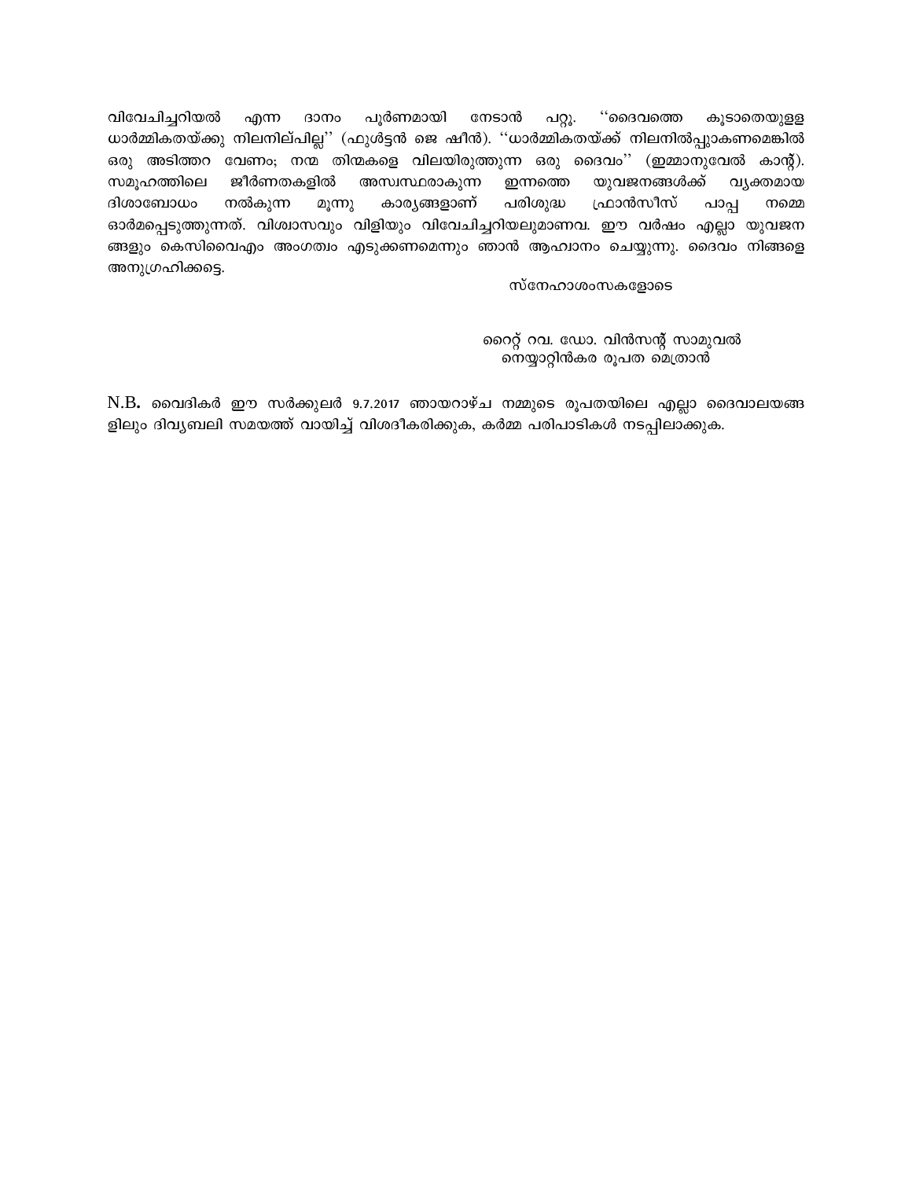വിവേചിച്ചറിയൽ എന്ന ദാനം പൂർണമായി നേടാൻ പറ്റൂ. ''ദൈവത്തെ കൂടാതെയുള്ള ധാർമ്മികതയ്ക്കു നിലനില്പില്ല'' (ഫുൾട്ടൻ ജെ ഷീൻ). ''ധാർമ്മികതയ്ക്ക് നിലനിൽപ്പാകണമെങ്കിൽ ഒരു അടിത്തറ വേണം; നന്മ തിന്മകളെ വിലയിരുത്തുന്ന ഒരു ദൈവം'' (ഇമ്മാനുവേൽ കാന്റ്). സമൂഹത്തിലെ ജീർണതകളിൽ അസ്വസ്ഥരാകുന്ന ഇന്നത്തെ യുവജനങ്ങൾക്ക് വ്യക്തമായ ദിശാബോധം നൽകുന്ന മൂന്നു കാര്യങ്ങളാണ് പരിശുദ്ധ ഫ്രാൻസീസ് പാപ്പ നമ്മെ ഓർമപ്പെടുത്തുന്നത്. വിശ്വാസവും വിളിയും വിവേചിച്ചറിയലുമാണവ. ഈ വർഷം എല്ലാ യുവജനങ്ങളും കെസിവൈഎം അംഗത്വം എടുക്കണമെന്നും ഞാൻ ആഹ്വാനം ചെയ്യുന്നു. ദൈവം നിങ്ങളെ അനുഗ്രഹിക്കട്ടെ.

സ്നേഹാശംസകളോടെ

റൈറ്റ് റവ. ഡോ. വിൻസന്റ് സാമുവൽ  
നെയ്യാറ്റിൻകര രൂപത മെത്രാൻ

**N.B.** വൈദികർ ഈ സർക്കുലർ 9.7.2017 ഞായറാഴ്ച നമ്മുടെ രൂപതയിലെ എല്ലാ ദൈവാലയങ്ങളിലും ദിവ്യബലി സമയത്ത് വായിച്ച് വിശദീകരിക്കുക, കർമ്മ പരിപാടികൾ നടപ്പിലാക്കുക.